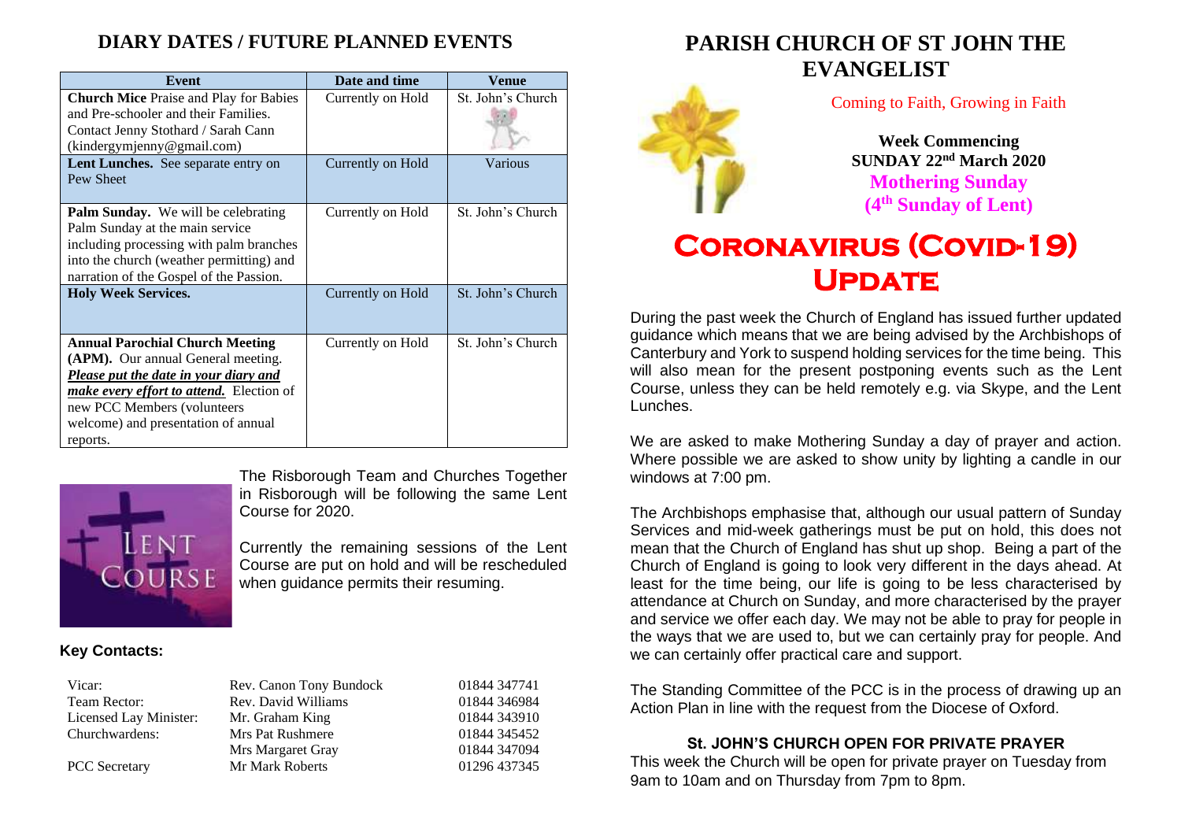## DIARY DATES / FUTURE PLANNED EVENTS

| Event | Date and time | Venue |
|---|---|---|
| **Church Mice** Praise and Play for Babies and Pre-schooler and their Families. Contact Jenny Stothard / Sarah Cann (kindergymjenny@gmail.com) | Currently on Hold | St. John's Church |
| **Lent Lunches.** See separate entry on Pew Sheet | Currently on Hold | Various |
| **Palm Sunday.** We will be celebrating Palm Sunday at the main service including processing with palm branches into the church (weather permitting) and narration of the Gospel of the Passion. | Currently on Hold | St. John's Church |
| **Holy Week Services.** | Currently on Hold | St. John's Church |
| **Annual Parochial Church Meeting (APM).** Our annual General meeting. ***Please put the date in your diary and make every effort to attend.*** Election of new PCC Members (volunteers welcome) and presentation of annual reports. | Currently on Hold | St. John's Church |

The Risborough Team and Churches Together in Risborough will be following the same Lent Course for 2020.

Currently the remaining sessions of the Lent Course are put on hold and will be rescheduled when guidance permits their resuming.

**Key Contacts:**

| | | |
|---|---|---|
| Vicar: | Rev. Canon Tony Bundock | 01844 347741 |
| Team Rector: | Rev. David Williams | 01844 346984 |
| Licensed Lay Minister: | Mr. Graham King | 01844 343910 |
| Churchwardens: | Mrs Pat Rushmere | 01844 345452 |
| | Mrs Margaret Gray | 01844 347094 |
| PCC Secretary | Mr Mark Roberts | 01296 437345 |

# PARISH CHURCH OF ST JOHN THE EVANGELIST

Coming to Faith, Growing in Faith

**Week Commencing**
**SUNDAY 22nd March 2020**
**Mothering Sunday**
**(4th Sunday of Lent)**

# Coronavirus (Covid-19) Update

During the past week the Church of England has issued further updated guidance which means that we are being advised by the Archbishops of Canterbury and York to suspend holding services for the time being. This will also mean for the present postponing events such as the Lent Course, unless they can be held remotely e.g. via Skype, and the Lent Lunches.

We are asked to make Mothering Sunday a day of prayer and action. Where possible we are asked to show unity by lighting a candle in our windows at 7:00 pm.

The Archbishops emphasise that, although our usual pattern of Sunday Services and mid-week gatherings must be put on hold, this does not mean that the Church of England has shut up shop. Being a part of the Church of England is going to look very different in the days ahead. At least for the time being, our life is going to be less characterised by attendance at Church on Sunday, and more characterised by the prayer and service we offer each day. We may not be able to pray for people in the ways that we are used to, but we can certainly pray for people. And we can certainly offer practical care and support.

The Standing Committee of the PCC is in the process of drawing up an Action Plan in line with the request from the Diocese of Oxford.

### St. JOHN'S CHURCH OPEN FOR PRIVATE PRAYER

This week the Church will be open for private prayer on Tuesday from 9am to 10am and on Thursday from 7pm to 8pm.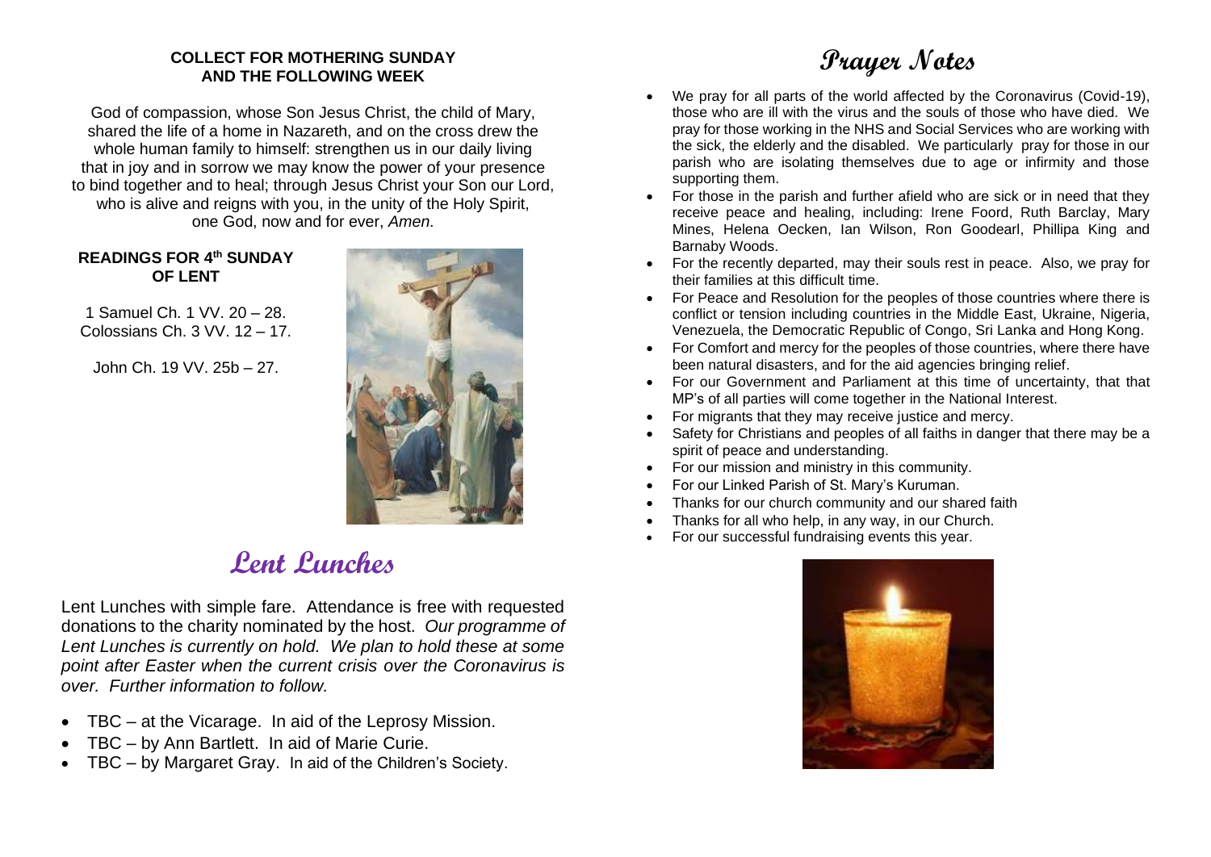**COLLECT FOR MOTHERING SUNDAY AND THE FOLLOWING WEEK**

God of compassion, whose Son Jesus Christ, the child of Mary, shared the life of a home in Nazareth, and on the cross drew the whole human family to himself: strengthen us in our daily living that in joy and in sorrow we may know the power of your presence to bind together and to heal; through Jesus Christ your Son our Lord, who is alive and reigns with you, in the unity of the Holy Spirit, one God, now and for ever, *Amen*.

**READINGS FOR 4th SUNDAY OF LENT**

1 Samuel Ch. 1 VV. 20 – 28.
Colossians Ch. 3 VV. 12 – 17.

John Ch. 19 VV. 25b – 27.

## Lent Lunches

Lent Lunches with simple fare. Attendance is free with requested donations to the charity nominated by the host. *Our programme of Lent Lunches is currently on hold. We plan to hold these at some point after Easter when the current crisis over the Coronavirus is over. Further information to follow.*

- TBC – at the Vicarage. In aid of the Leprosy Mission.
- TBC – by Ann Bartlett. In aid of Marie Curie.
- TBC – by Margaret Gray. In aid of the Children's Society.

## Prayer Notes

- We pray for all parts of the world affected by the Coronavirus (Covid-19), those who are ill with the virus and the souls of those who have died. We pray for those working in the NHS and Social Services who are working with the sick, the elderly and the disabled. We particularly pray for those in our parish who are isolating themselves due to age or infirmity and those supporting them.
- For those in the parish and further afield who are sick or in need that they receive peace and healing, including: Irene Foord, Ruth Barclay, Mary Mines, Helena Oecken, Ian Wilson, Ron Goodearl, Phillipa King and Barnaby Woods.
- For the recently departed, may their souls rest in peace. Also, we pray for their families at this difficult time.
- For Peace and Resolution for the peoples of those countries where there is conflict or tension including countries in the Middle East, Ukraine, Nigeria, Venezuela, the Democratic Republic of Congo, Sri Lanka and Hong Kong.
- For Comfort and mercy for the peoples of those countries, where there have been natural disasters, and for the aid agencies bringing relief.
- For our Government and Parliament at this time of uncertainty, that that MP's of all parties will come together in the National Interest.
- For migrants that they may receive justice and mercy.
- Safety for Christians and peoples of all faiths in danger that there may be a spirit of peace and understanding.
- For our mission and ministry in this community.
- For our Linked Parish of St. Mary's Kuruman.
- Thanks for our church community and our shared faith
- Thanks for all who help, in any way, in our Church.
- For our successful fundraising events this year.